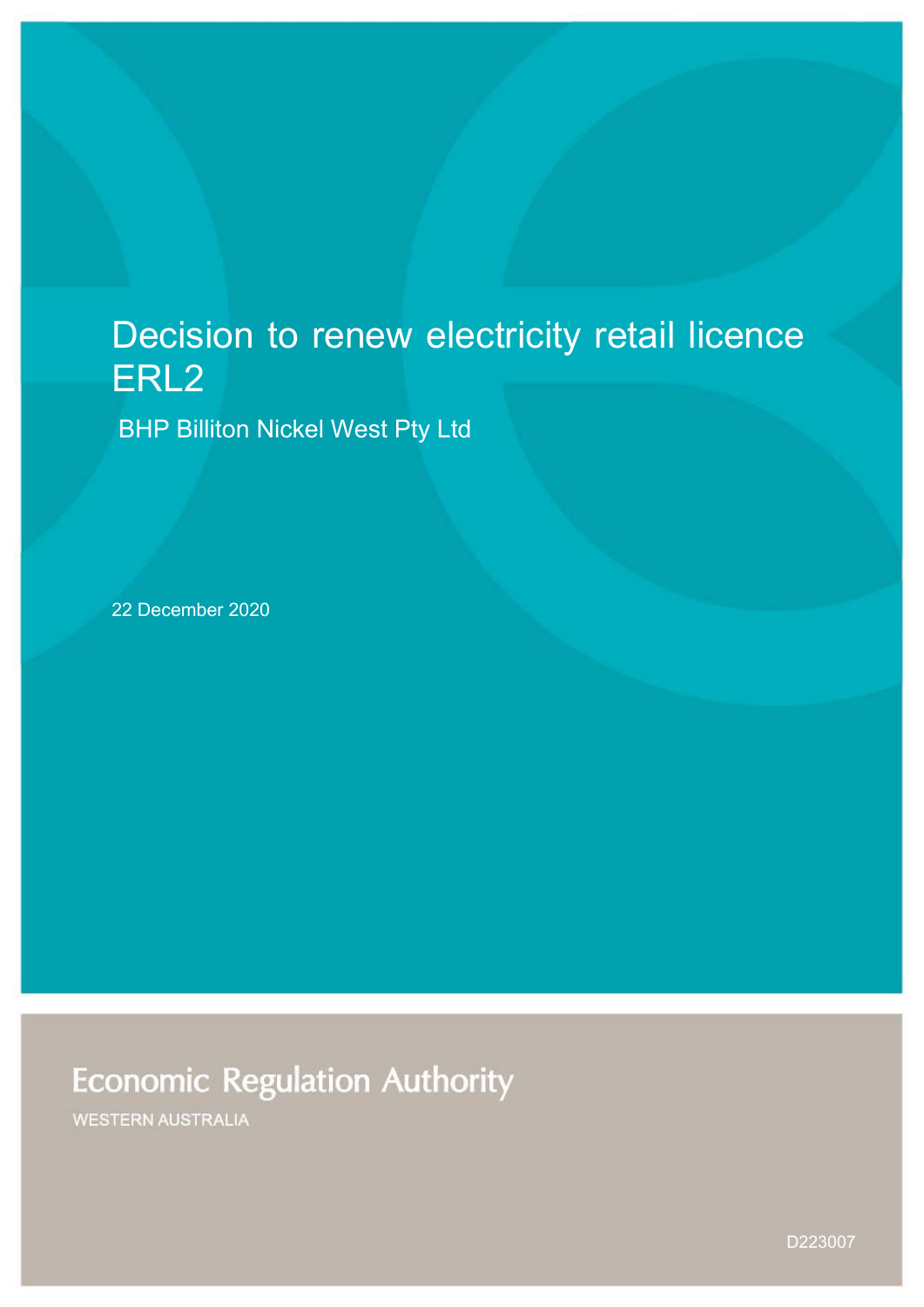# Decision to renew electricity retail licence ERL2

BHP Billiton Nickel West Pty Ltd

22 December 2020

Economic Regulation Authority

WESTERN AUSTRALIA

D223007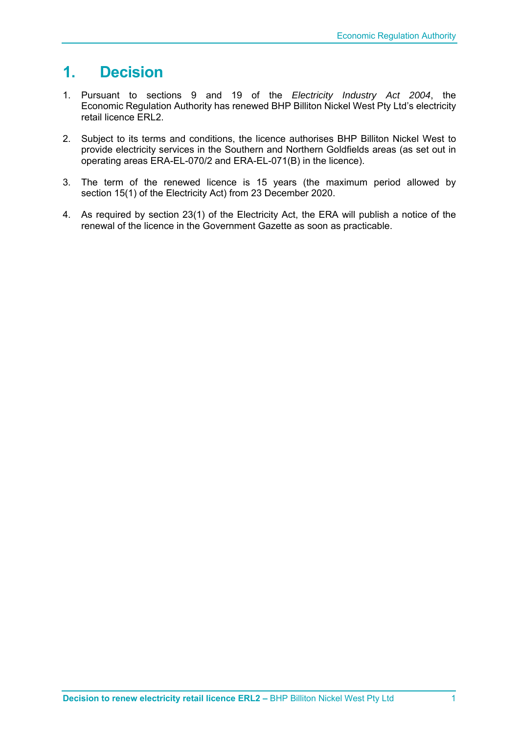# 1. Decision

1. Pursuant to sections 9 and 19 of the *Electricity Industry Act 2004*, the Economic Regulation Authority has renewed BHP Billiton Nickel West Pty Ltd's electricity retail licence ERL2.

2. Subject to its terms and conditions, the licence authorises BHP Billiton Nickel West to provide electricity services in the Southern and Northern Goldfields areas (as set out in operating areas ERA-EL-070/2 and ERA-EL-071(B) in the licence).

3. The term of the renewed licence is 15 years (the maximum period allowed by section 15(1) of the Electricity Act) from 23 December 2020.

4. As required by section 23(1) of the Electricity Act, the ERA will publish a notice of the renewal of the licence in the Government Gazette as soon as practicable.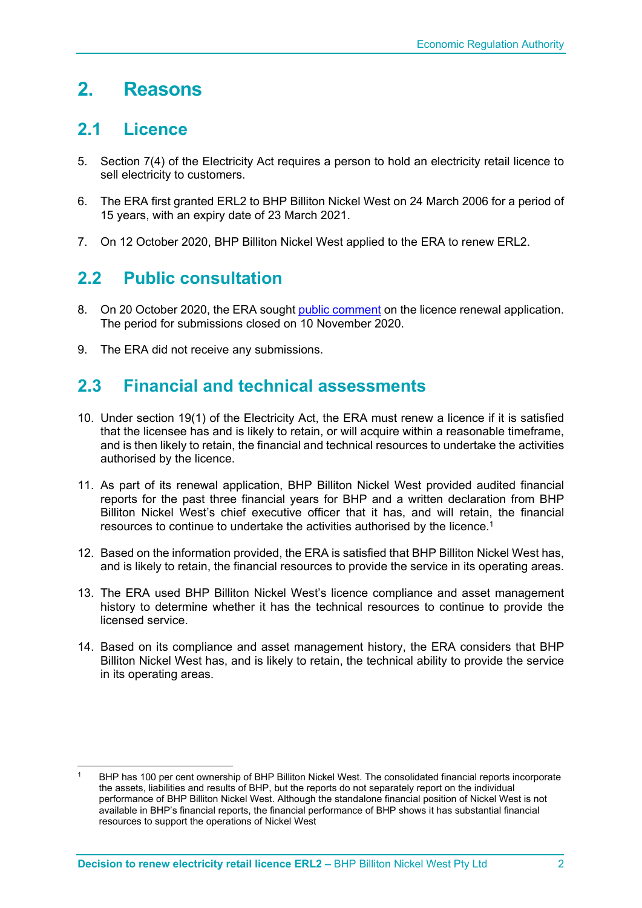# 2. Reasons

## 2.1 Licence

5. Section 7(4) of the Electricity Act requires a person to hold an electricity retail licence to sell electricity to customers.

6. The ERA first granted ERL2 to BHP Billiton Nickel West on 24 March 2006 for a period of 15 years, with an expiry date of 23 March 2021.

7. On 12 October 2020, BHP Billiton Nickel West applied to the ERA to renew ERL2.

## 2.2 Public consultation

8. On 20 October 2020, the ERA sought public comment on the licence renewal application. The period for submissions closed on 10 November 2020.

9. The ERA did not receive any submissions.

## 2.3 Financial and technical assessments

10. Under section 19(1) of the Electricity Act, the ERA must renew a licence if it is satisfied that the licensee has and is likely to retain, or will acquire within a reasonable timeframe, and is then likely to retain, the financial and technical resources to undertake the activities authorised by the licence.

11. As part of its renewal application, BHP Billiton Nickel West provided audited financial reports for the past three financial years for BHP and a written declaration from BHP Billiton Nickel West's chief executive officer that it has, and will retain, the financial resources to continue to undertake the activities authorised by the licence.[1]

12. Based on the information provided, the ERA is satisfied that BHP Billiton Nickel West has, and is likely to retain, the financial resources to provide the service in its operating areas.

13. The ERA used BHP Billiton Nickel West's licence compliance and asset management history to determine whether it has the technical resources to continue to provide the licensed service.

14. Based on its compliance and asset management history, the ERA considers that BHP Billiton Nickel West has, and is likely to retain, the technical ability to provide the service in its operating areas.

---

[1] BHP has 100 per cent ownership of BHP Billiton Nickel West. The consolidated financial reports incorporate the assets, liabilities and results of BHP, but the reports do not separately report on the individual performance of BHP Billiton Nickel West. Although the standalone financial position of Nickel West is not available in BHP's financial reports, the financial performance of BHP shows it has substantial financial resources to support the operations of Nickel West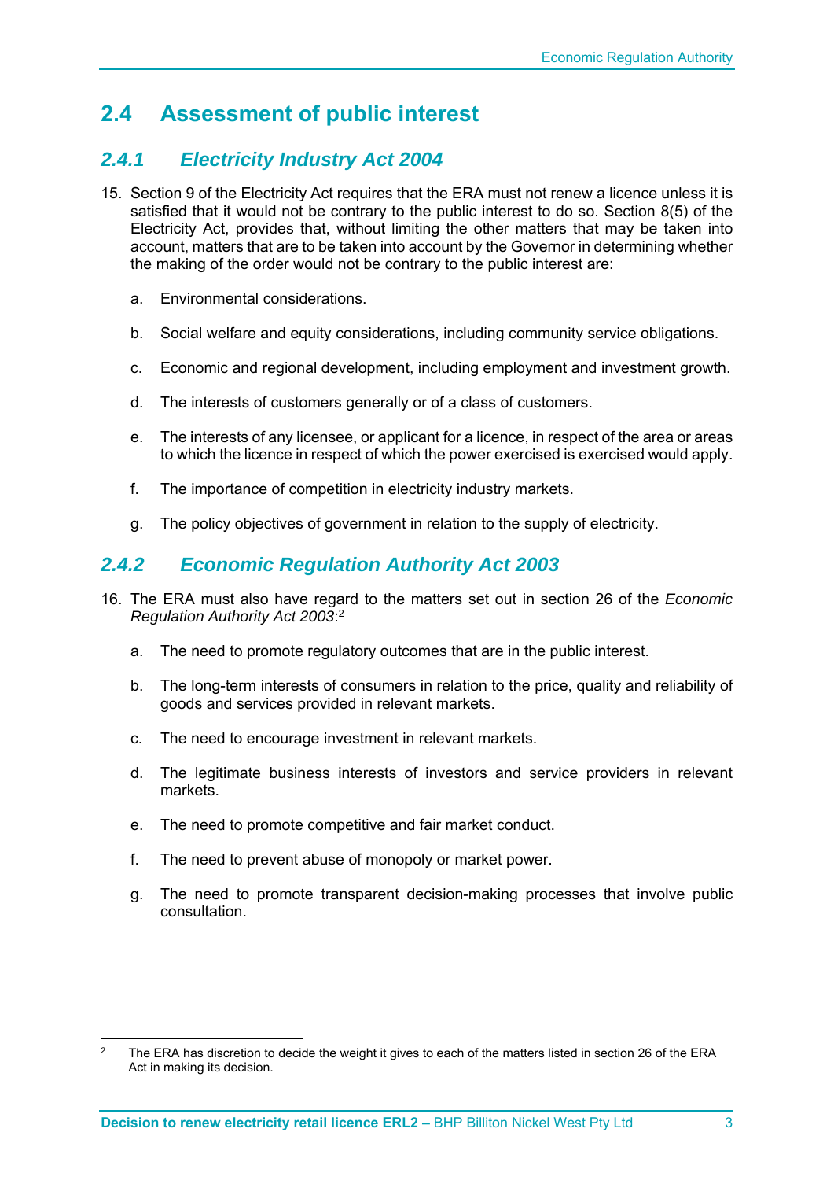## 2.4 Assessment of public interest

### *2.4.1 Electricity Industry Act 2004*

15. Section 9 of the Electricity Act requires that the ERA must not renew a licence unless it is satisfied that it would not be contrary to the public interest to do so. Section 8(5) of the Electricity Act, provides that, without limiting the other matters that may be taken into account, matters that are to be taken into account by the Governor in determining whether the making of the order would not be contrary to the public interest are:

    a. Environmental considerations.

    b. Social welfare and equity considerations, including community service obligations.

    c. Economic and regional development, including employment and investment growth.

    d. The interests of customers generally or of a class of customers.

    e. The interests of any licensee, or applicant for a licence, in respect of the area or areas to which the licence in respect of which the power exercised is exercised would apply.

    f. The importance of competition in electricity industry markets.

    g. The policy objectives of government in relation to the supply of electricity.

### *2.4.2 Economic Regulation Authority Act 2003*

16. The ERA must also have regard to the matters set out in section 26 of the *Economic Regulation Authority Act 2003*:[2]

    a. The need to promote regulatory outcomes that are in the public interest.

    b. The long-term interests of consumers in relation to the price, quality and reliability of goods and services provided in relevant markets.

    c. The need to encourage investment in relevant markets.

    d. The legitimate business interests of investors and service providers in relevant markets.

    e. The need to promote competitive and fair market conduct.

    f. The need to prevent abuse of monopoly or market power.

    g. The need to promote transparent decision-making processes that involve public consultation.

---

[2] The ERA has discretion to decide the weight it gives to each of the matters listed in section 26 of the ERA Act in making its decision.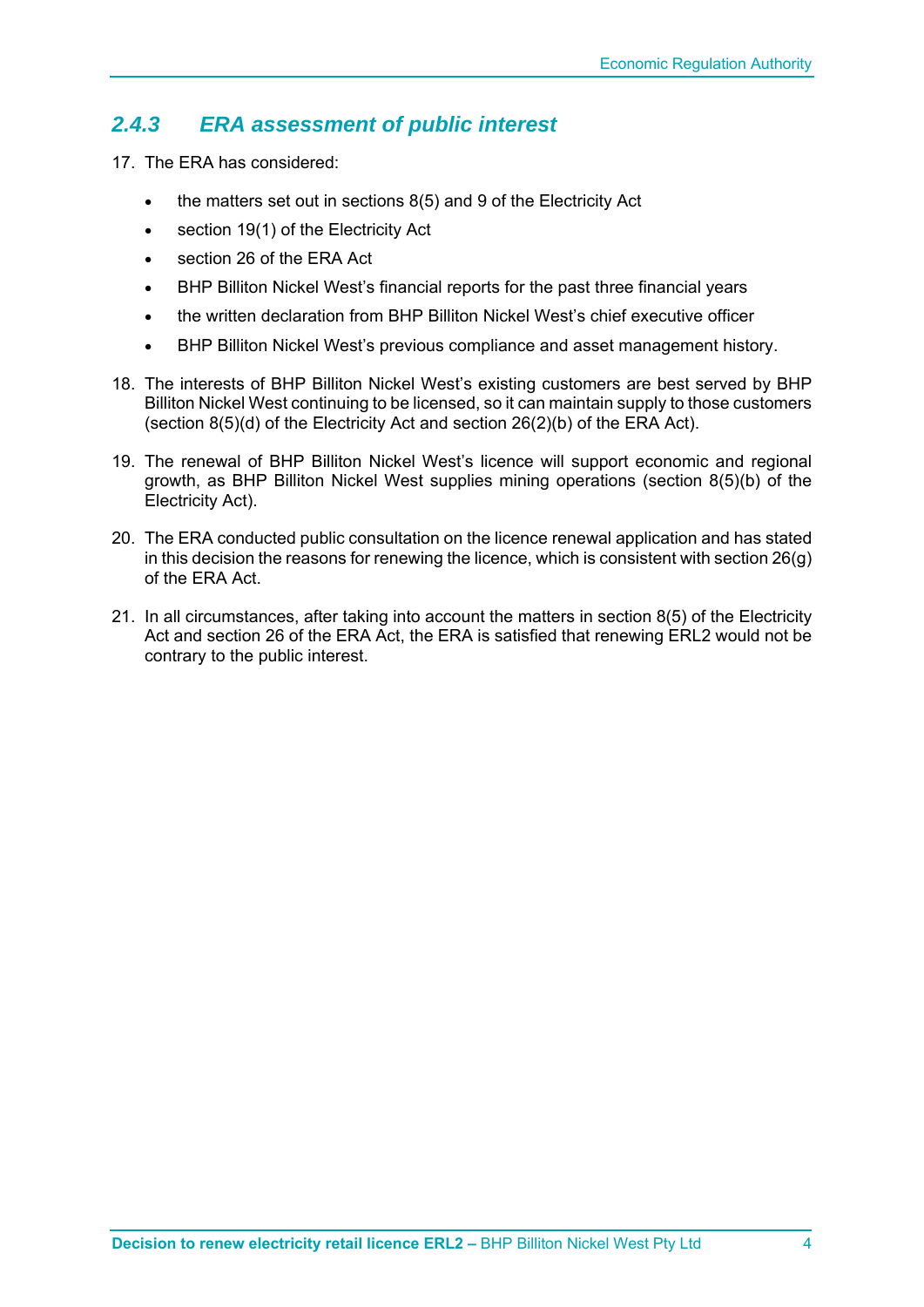### *2.4.3 ERA assessment of public interest*

17. The ERA has considered:

    - the matters set out in sections 8(5) and 9 of the Electricity Act
    - section 19(1) of the Electricity Act
    - section 26 of the ERA Act
    - BHP Billiton Nickel West's financial reports for the past three financial years
    - the written declaration from BHP Billiton Nickel West's chief executive officer
    - BHP Billiton Nickel West's previous compliance and asset management history.

18. The interests of BHP Billiton Nickel West's existing customers are best served by BHP Billiton Nickel West continuing to be licensed, so it can maintain supply to those customers (section 8(5)(d) of the Electricity Act and section 26(2)(b) of the ERA Act).

19. The renewal of BHP Billiton Nickel West's licence will support economic and regional growth, as BHP Billiton Nickel West supplies mining operations (section 8(5)(b) of the Electricity Act).

20. The ERA conducted public consultation on the licence renewal application and has stated in this decision the reasons for renewing the licence, which is consistent with section 26(g) of the ERA Act.

21. In all circumstances, after taking into account the matters in section 8(5) of the Electricity Act and section 26 of the ERA Act, the ERA is satisfied that renewing ERL2 would not be contrary to the public interest.